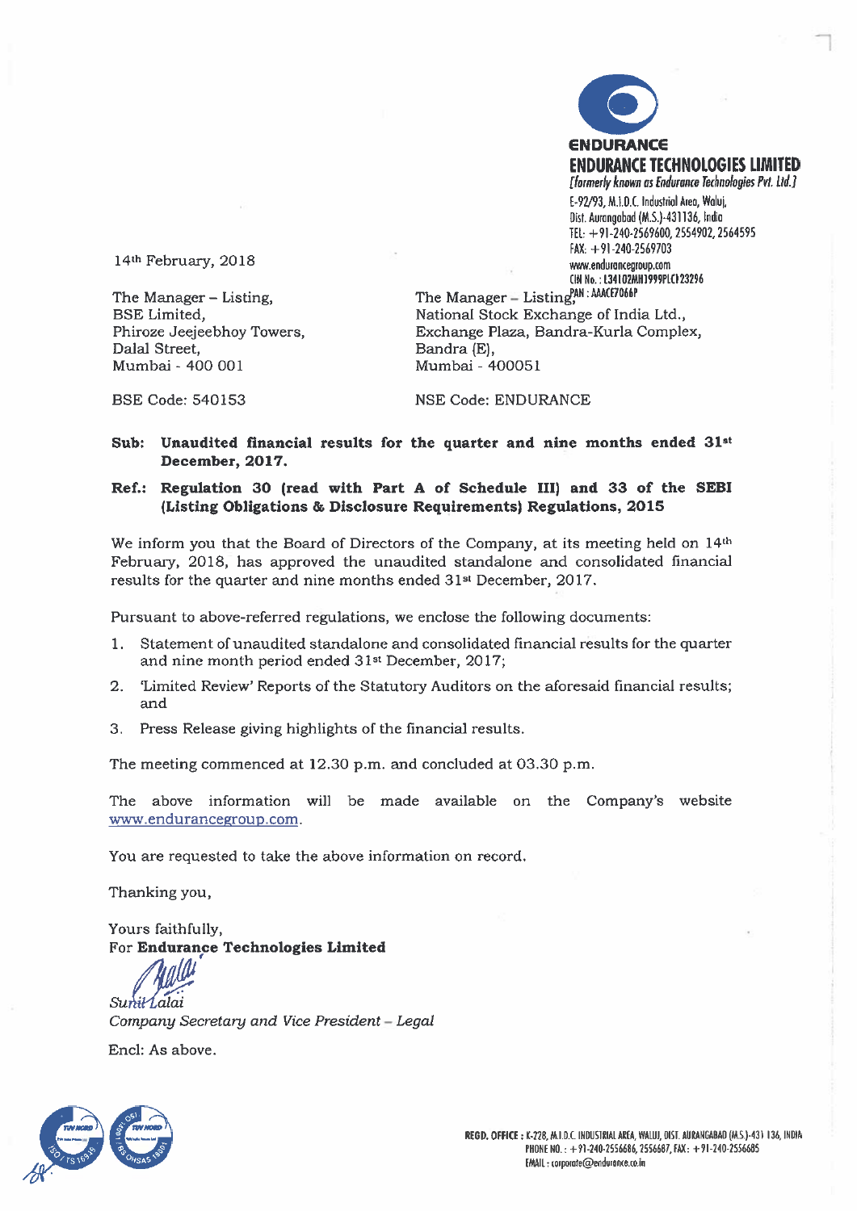**ENDURANCE**

**ENDURANCE TECHNOLOGIES LIMITED**
*[formerly known as Endurance Technologies Pvt. Ltd.]*
E-92/93, M.I.D.C. Industrial Area, Waluj,
Dist. Aurangabad (M.S.)-431136, India
TEL: +91-240-2569600, 2554902, 2564595
FAX: +91-240-2569703
www.endurancegroup.com
CIN No.: L34102MH1999PLC123296
PAN : AAACE7066P

14th February, 2018

The Manager – Listing,
BSE Limited,
Phiroze Jeejeebhoy Towers,
Dalal Street,
Mumbai - 400 001

BSE Code: 540153

The Manager – Listing,
National Stock Exchange of India Ltd.,
Exchange Plaza, Bandra-Kurla Complex,
Bandra (E),
Mumbai - 400051

NSE Code: ENDURANCE

**Sub: Unaudited financial results for the quarter and nine months ended 31st December, 2017.**

**Ref.: Regulation 30 (read with Part A of Schedule III) and 33 of the SEBI (Listing Obligations & Disclosure Requirements) Regulations, 2015**

We inform you that the Board of Directors of the Company, at its meeting held on 14th February, 2018, has approved the unaudited standalone and consolidated financial results for the quarter and nine months ended 31st December, 2017.

Pursuant to above-referred regulations, we enclose the following documents:

1. Statement of unaudited standalone and consolidated financial results for the quarter and nine month period ended 31st December, 2017;
2. 'Limited Review' Reports of the Statutory Auditors on the aforesaid financial results; and
3. Press Release giving highlights of the financial results.

The meeting commenced at 12.30 p.m. and concluded at 03.30 p.m.

The above information will be made available on the Company's website www.endurancegroup.com.

You are requested to take the above information on record.

Thanking you,

Yours faithfully,
For **Endurance Technologies Limited**

*Sunil Lalai*
*Company Secretary and Vice President – Legal*

Encl: As above.

REGD. OFFICE : K-228, M.I.D.C. INDUSTRIAL AREA, WALUJ, DIST. AURANGABAD (M.S.)-431 136, INDIA
PHONE NO. : +91-240-2556686, 2556687, FAX: +91-240-2556685
EMAIL : corporate@endurance.co.in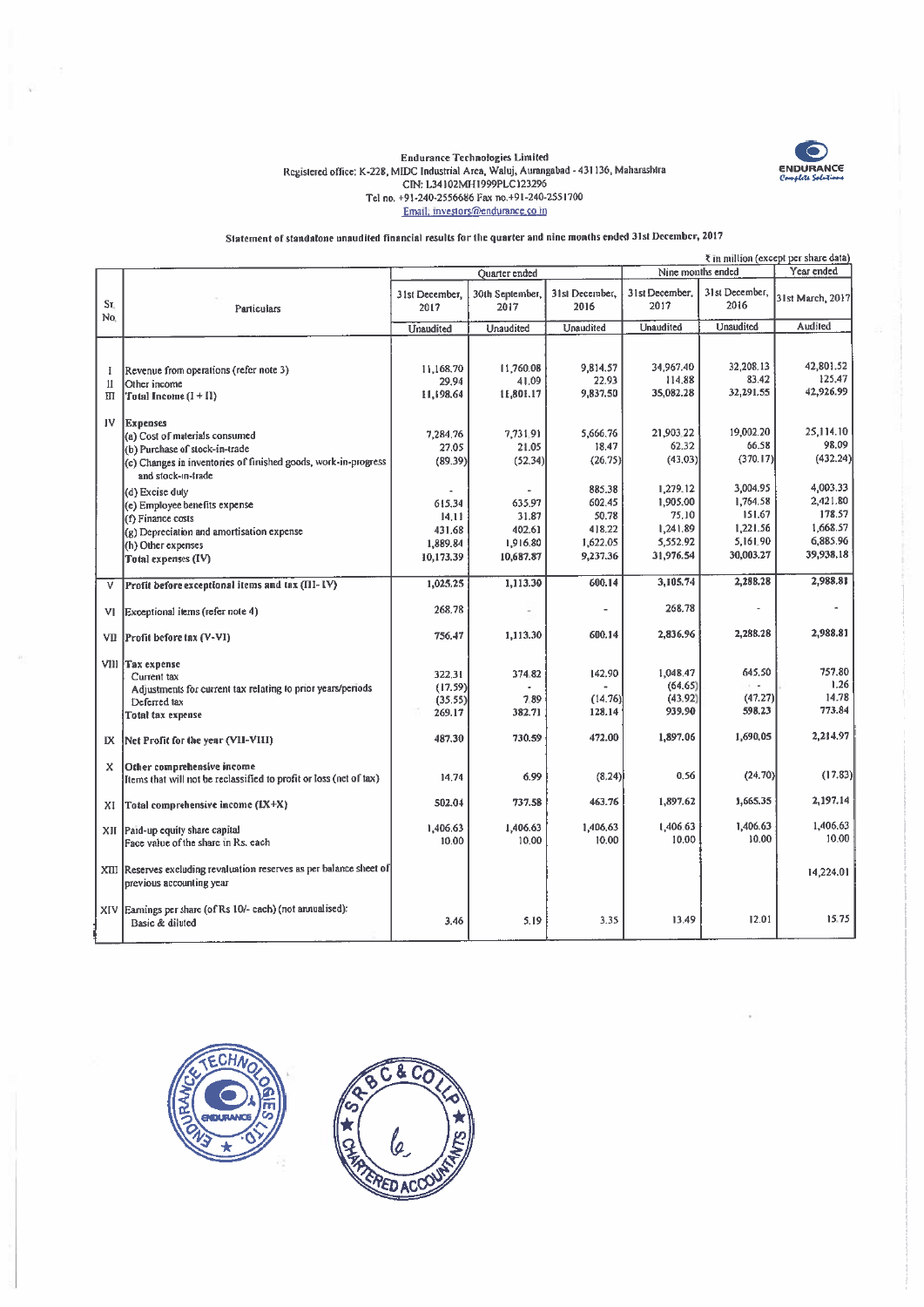**Endurance Technologies Limited**
Registered office: K-228, MIDC Industrial Area, Waluj, Aurangabad - 431136, Maharashtra
CIN: L34102MH1999PLC123296
Tel no. +91-240-2556686 Fax no.+91-240-2551700
Email: investors@endurance.co.in

## Statement of standalone unaudited financial results for the quarter and nine months ended 31st December, 2017

₹ in million (except per share data)

| Sr. No. | Particulars | Quarter ended | | | Nine months ended | | Year ended |
|---|---|---|---|---|---|---|---|
| | | 31st December, 2017 | 30th September, 2017 | 31st December, 2016 | 31st December, 2017 | 31st December, 2016 | 31st March, 2017 |
| | | Unaudited | Unaudited | Unaudited | Unaudited | Unaudited | Audited |
| I | Revenue from operations (refer note 3) | 11,168.70 | 11,760.08 | 9,814.57 | 34,967.40 | 32,208.13 | 42,801.52 |
| II | Other income | 29.94 | 41.09 | 22.93 | 114.88 | 83.42 | 125.47 |
| III | **Total Income (I + II)** | **11,198.64** | **11,801.17** | **9,837.50** | **35,082.28** | **32,291.55** | **42,926.99** |
| IV | **Expenses** | | | | | | |
| | (a) Cost of materials consumed | 7,284.76 | 7,731.91 | 5,666.76 | 21,903.22 | 19,002.20 | 25,114.10 |
| | (b) Purchase of stock-in-trade | 27.05 | 21.05 | 18.47 | 62.32 | 66.58 | 98.09 |
| | (c) Changes in inventories of finished goods, work-in-progress and stock-in-trade | (89.39) | (52.34) | (26.75) | (43.03) | (370.17) | (432.24) |
| | (d) Excise duty | - | - | 885.38 | 1,279.12 | 3,004.95 | 4,003.33 |
| | (e) Employee benefits expense | 615.34 | 635.97 | 602.45 | 1,905.00 | 1,764.58 | 2,421.80 |
| | (f) Finance costs | 14.11 | 31.87 | 50.78 | 75.10 | 151.67 | 178.57 |
| | (g) Depreciation and amortisation expense | 431.68 | 402.61 | 418.22 | 1,241.89 | 1,221.56 | 1,668.57 |
| | (h) Other expenses | 1,889.84 | 1,916.80 | 1,622.05 | 5,552.92 | 5,161.90 | 6,885.96 |
| | Total expenses (IV) | 10,173.39 | 10,687.87 | 9,237.36 | 31,976.54 | 30,003.27 | 39,938.18 |
| V | **Profit before exceptional items and tax (III- IV)** | **1,025.25** | **1,113.30** | **600.14** | **3,105.74** | **2,288.28** | **2,988.81** |
| VI | Exceptional items (refer note 4) | 268.78 | - | - | 268.78 | - | - |
| VII | **Profit before tax (V-VI)** | **756.47** | **1,113.30** | **600.14** | **2,836.96** | **2,288.28** | **2,988.81** |
| VIII | **Tax expense** | | | | | | |
| | Current tax | 322.31 | 374.82 | 142.90 | 1,048.47 | 645.50 | 757.80 |
| | Adjustments for current tax relating to prior years/periods | (17.59) | - | - | (64.65) | - | 1.26 |
| | Deferred tax | (35.55) | 7.89 | (14.76) | (43.92) | (47.27) | 14.78 |
| | Total tax expense | 269.17 | 382.71 | 128.14 | 939.90 | 598.23 | 773.84 |
| IX | **Net Profit for the year (VII-VIII)** | 487.30 | 730.59 | 472.00 | 1,897.06 | 1,690.05 | 2,214.97 |
| X | **Other comprehensive income** Items that will not be reclassified to profit or loss (net of tax) | 14.74 | 6.99 | (8.24) | 0.56 | (24.70) | (17.83) |
| XI | **Total comprehensive income (IX+X)** | 502.04 | 737.58 | 463.76 | 1,897.62 | 1,665.35 | 2,197.14 |
| XII | Paid-up equity share capital | 1,406.63 | 1,406.63 | 1,406.63 | 1,406.63 | 1,406.63 | 1,406.63 |
| | Face value of the share in Rs. each | 10.00 | 10.00 | 10.00 | 10.00 | 10.00 | 10.00 |
| XIII | Reserves excluding revaluation reserves as per balance sheet of previous accounting year | | | | | | 14,224.01 |
| XIV | Earnings per share (of Rs 10/- each) (not annualised): Basic & diluted | 3.46 | 5.19 | 3.35 | 13.49 | 12.01 | 15.75 |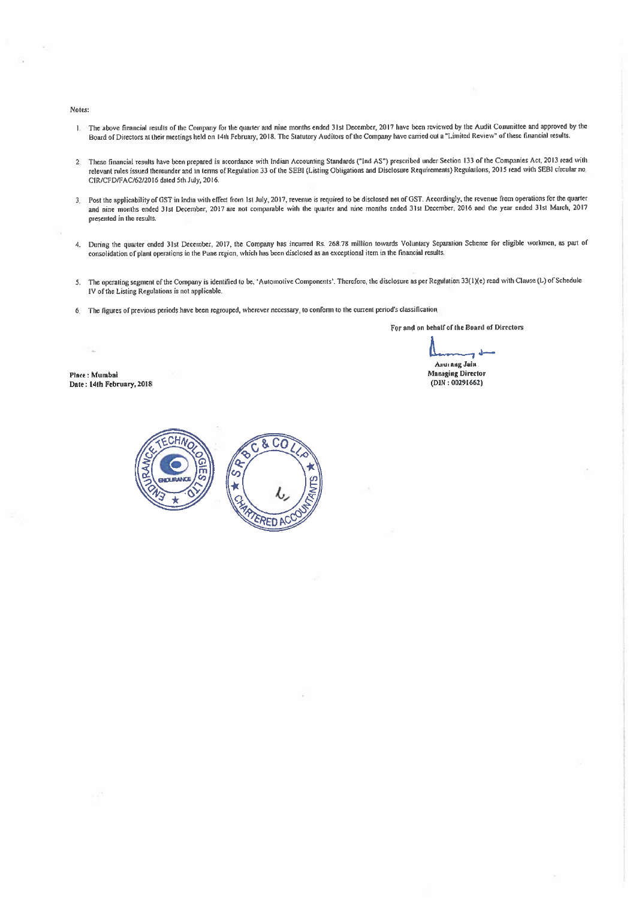Notes:

1. The above financial results of the Company for the quarter and nine months ended 31st December, 2017 have been reviewed by the Audit Committee and approved by the Board of Directors at their meetings held on 14th February, 2018. The Statutory Auditors of the Company have carried out a "Limited Review" of these financial results.

2. These financial results have been prepared in accordance with Indian Accounting Standards ("Ind AS") prescribed under Section 133 of the Companies Act, 2013 read with relevant rules issued thereunder and in terms of Regulation 33 of the SEBI (Listing Obligations and Disclosure Requirements) Regulations, 2015 read with SEBI circular no. CIR/CFD/FAC/62/2016 dated 5th July, 2016.

3. Post the applicability of GST in India with effect from 1st July, 2017, revenue is required to be disclosed net of GST. Accordingly, the revenue from operations for the quarter and nine months ended 31st December, 2017 are not comparable with the quarter and nine months ended 31st December, 2016 and the year ended 31st March, 2017 presented in the results.

4. During the quarter ended 31st December, 2017, the Company has incurred Rs. 268.78 million towards Voluntary Separation Scheme for eligible workmen, as part of consolidation of plant operations in the Pune region, which has been disclosed as an exceptional item in the financial results.

5. The operating segment of the Company is identified to be, 'Automotive Components'. Therefore, the disclosure as per Regulation 33(1)(e) read with Clause (L) of Schedule IV of the Listing Regulations is not applicable.

6. The figures of previous periods have been regrouped, wherever necessary, to conform to the current period's classification.

**For and on behalf of the Board of Directors**

**Anurang Jain**
**Managing Director**
**(DIN : 00291662)**

**Place : Mumbai**
**Date : 14th February, 2018**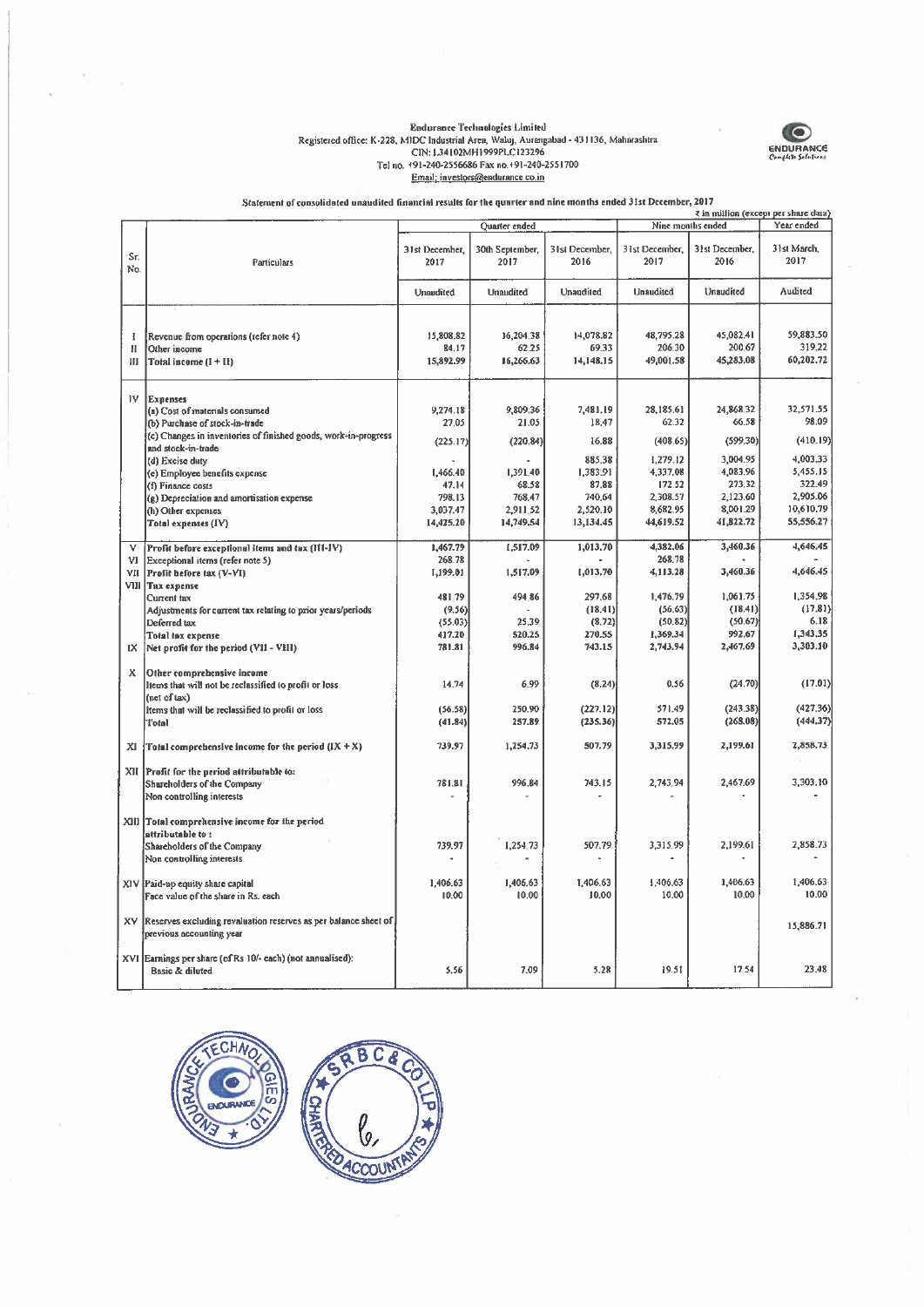Endurance Technologies Limited
Registered office: K-228, MIDC Industrial Area, Waluj, Aurangabad - 431136, Maharashtra
CIN: L34102MH1999PLC123296
Tel no. +91-240-2556686 Fax no.+91-240-2551700
Email: investors@endurance.co.in

ENDURANCE
Complete Solutions

## Statement of consolidated unaudited financial results for the quarter and nine months ended 31st December, 2017

₹ in million (except per share data)

| Sr. No. | Particulars | Quarter ended | | | Nine months ended | | Year ended |
|---|---|---|---|---|---|---|---|
| | | 31st December, 2017 | 30th September, 2017 | 31st December, 2016 | 31st December, 2017 | 31st December, 2016 | 31st March, 2017 |
| | | Unaudited | Unaudited | Unaudited | Unaudited | Unaudited | Audited |
| I | Revenue from operations (refer note 4) | 15,808.82 | 16,204.38 | 14,078.82 | 48,795.28 | 45,082.41 | 59,883.50 |
| II | Other income | 84.17 | 62.25 | 69.33 | 206.30 | 200.67 | 319.22 |
| III | **Total income (I + II)** | 15,892.99 | 16,266.63 | 14,148.15 | 49,001.58 | 45,283.08 | 60,202.72 |
| IV | **Expenses** | | | | | | |
| | (a) Cost of materials consumed | 9,274.18 | 9,809.36 | 7,481.19 | 28,185.61 | 24,868.32 | 32,571.55 |
| | (b) Purchase of stock-in-trade | 27.05 | 21.05 | 18.47 | 62.32 | 66.58 | 98.09 |
| | (c) Changes in inventories of finished goods, work-in-progress and stock-in-trade | (225.17) | (220.84) | 16.88 | (408.65) | (599.30) | (410.19) |
| | (d) Excise duty | - | - | 885.38 | 1,279.12 | 3,004.95 | 4,003.33 |
| | (e) Employee benefits expense | 1,466.40 | 1,391.40 | 1,383.91 | 4,337.08 | 4,083.96 | 5,455.15 |
| | (f) Finance costs | 47.14 | 68.58 | 87.88 | 172.52 | 273.32 | 322.49 |
| | (g) Depreciation and amortisation expense | 798.13 | 768.47 | 740.64 | 2,308.57 | 2,123.60 | 2,905.06 |
| | (h) Other expenses | 3,037.47 | 2,911.52 | 2,520.10 | 8,682.95 | 8,001.29 | 10,610.79 |
| | Total expenses (IV) | 14,425.20 | 14,749.54 | 13,134.45 | 44,619.52 | 41,822.72 | 55,556.27 |
| V | **Profit before exceptional items and tax (III-IV)** | 1,467.79 | 1,517.09 | 1,013.70 | 4,382.06 | 3,460.36 | 4,646.45 |
| VI | Exceptional items (refer note 5) | 268.78 | - | - | 268.78 | - | - |
| VII | **Profit before tax (V-VI)** | 1,199.01 | 1,517.09 | 1,013.70 | 4,113.28 | 3,460.36 | 4,646.45 |
| VIII | **Tax expense** | | | | | | |
| | Current tax | 481.79 | 494.86 | 297.68 | 1,476.79 | 1,061.75 | 1,354.98 |
| | Adjustments for current tax relating to prior years/periods | (9.56) | - | (18.41) | (56.63) | (18.41) | (17.81) |
| | Deferred tax | (55.03) | 25.39 | (8.72) | (50.82) | (50.67) | 6.18 |
| | Total tax expense | 417.20 | 520.25 | 270.55 | 1,369.34 | 992.67 | 1,343.35 |
| IX | **Net profit for the period (VII - VIII)** | 781.81 | 996.84 | 743.15 | 2,743.94 | 2,467.69 | 3,303.10 |
| X | **Other comprehensive income** | | | | | | |
| | Items that will not be reclassified to profit or loss (net of tax) | 14.74 | 6.99 | (8.24) | 0.56 | (24.70) | (17.01) |
| | Items that will be reclassified to profit or loss | (56.58) | 250.90 | (227.12) | 571.49 | (243.38) | (427.36) |
| | **Total** | (41.84) | 257.89 | (235.36) | 572.05 | (268.08) | (444.37) |
| XI | **Total comprehensive income for the period (IX + X)** | 739.97 | 1,254.73 | 507.79 | 3,315.99 | 2,199.61 | 2,858.73 |
| XII | **Profit for the period attributable to:** | | | | | | |
| | Shareholders of the Company | 781.81 | 996.84 | 743.15 | 2,743.94 | 2,467.69 | 3,303.10 |
| | Non controlling interests | - | - | - | - | - | - |
| XIII | **Total comprehensive income for the period attributable to :** | | | | | | |
| | Shareholders of the Company | 739.97 | 1,254.73 | 507.79 | 3,315.99 | 2,199.61 | 2,858.73 |
| | Non controlling interests | - | - | - | - | - | - |
| XIV | Paid-up equity share capital | 1,406.63 | 1,406.63 | 1,406.63 | 1,406.63 | 1,406.63 | 1,406.63 |
| | Face value of the share in Rs. each | 10.00 | 10.00 | 10.00 | 10.00 | 10.00 | 10.00 |
| XV | Reserves excluding revaluation reserves as per balance sheet of previous accounting year | | | | | | 15,886.71 |
| XVI | Earnings per share (of Rs 10/- each) (not annualised): | | | | | | |
| | Basic & diluted | 5.56 | 7.09 | 5.28 | 19.51 | 17.54 | 23.48 |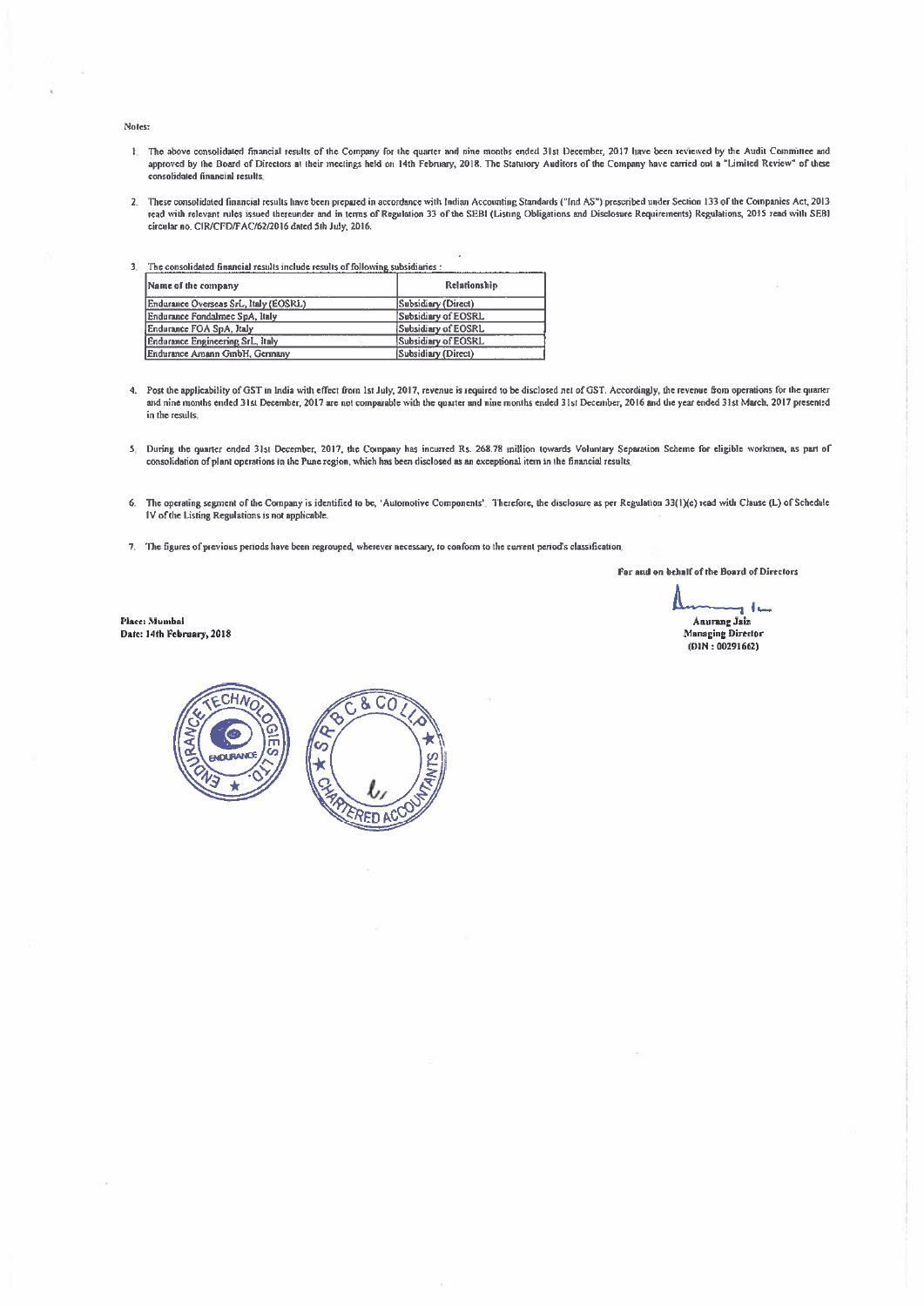Notes:

1. The above consolidated financial results of the Company for the quarter and nine months ended 31st December, 2017 have been reviewed by the Audit Committee and approved by the Board of Directors at their meetings held on 14th February, 2018. The Statutory Auditors of the Company have carried out a "Limited Review" of these consolidated financial results.

2. These consolidated financial results have been prepared in accordance with Indian Accounting Standards ("Ind AS") prescribed under Section 133 of the Companies Act, 2013 read with relevant rules issued thereunder and in terms of Regulation 33 of the SEBI (Listing Obligations and Disclosure Requirements) Regulations, 2015 read with SEBI circular no. CIR/CFD/FAC/62/2016 dated 5th July, 2016.

3. The consolidated financial results include results of following subsidiaries :

| Name of the company | Relationship |
|---|---|
| Endurance Overseas SrL, Italy (EOSRL) | Subsidiary (Direct) |
| Endurance Fondalmec SpA, Italy | Subsidiary of EOSRL |
| Endurance FOA SpA, Italy | Subsidiary of EOSRL |
| Endurance Engineering SrL, Italy | Subsidiary of EOSRL |
| Endurance Amann GmbH, Germany | Subsidiary (Direct) |

4. Post the applicability of GST in India with effect from 1st July, 2017, revenue is required to be disclosed net of GST. Accordingly, the revenue from operations for the quarter and nine months ended 31st December, 2017 are not comparable with the quarter and nine months ended 31st December, 2016 and the year ended 31st March, 2017 presented in the results.

5. During the quarter ended 31st December, 2017, the Company has incurred Rs. 268.78 million towards Voluntary Separation Scheme for eligible workmen, as part of consolidation of plant operations in the Pune region, which has been disclosed as an exceptional item in the financial results.

6. The operating segment of the Company is identified to be, 'Automotive Components'. Therefore, the disclosure as per Regulation 33(1)(e) read with Clause (L) of Schedule IV of the Listing Regulations is not applicable.

7. The figures of previous periods have been regrouped, wherever necessary, to conform to the current period's classification.

**For and on behalf of the Board of Directors**

**Anurang Jain**
**Managing Director**
**(DIN : 00291662)**

**Place: Mumbai**
**Date: 14th February, 2018**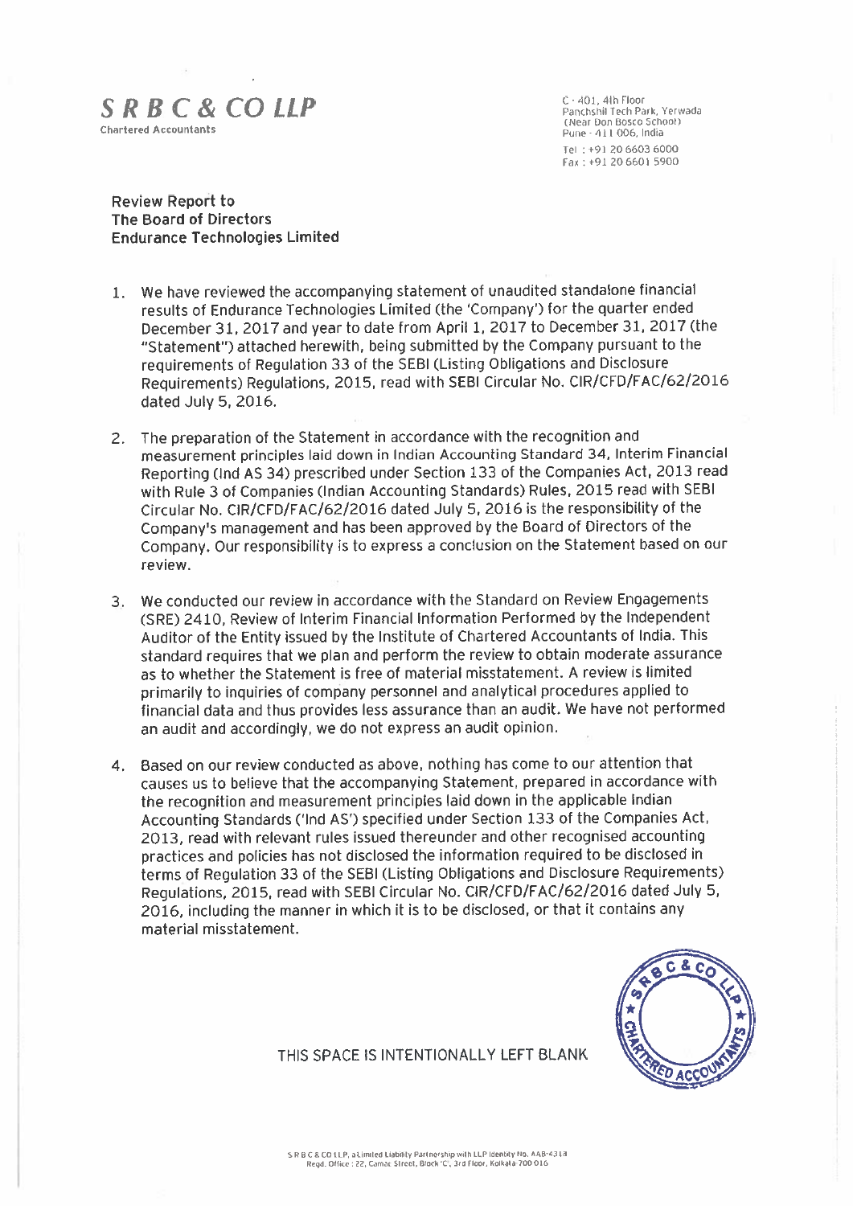**S R B C & CO LLP**
Chartered Accountants

C - 401, 4th Floor
Panchshil Tech Park, Yerwada
(Near Don Bosco School)
Pune - 411 006, India

Tel : +91 20 6603 6000
Fax : +91 20 6601 5900

**Review Report to**
**The Board of Directors**
**Endurance Technologies Limited**

1. We have reviewed the accompanying statement of unaudited standalone financial results of Endurance Technologies Limited (the 'Company') for the quarter ended December 31, 2017 and year to date from April 1, 2017 to December 31, 2017 (the "Statement") attached herewith, being submitted by the Company pursuant to the requirements of Regulation 33 of the SEBI (Listing Obligations and Disclosure Requirements) Regulations, 2015, read with SEBI Circular No. CIR/CFD/FAC/62/2016 dated July 5, 2016.

2. The preparation of the Statement in accordance with the recognition and measurement principles laid down in Indian Accounting Standard 34, Interim Financial Reporting (Ind AS 34) prescribed under Section 133 of the Companies Act, 2013 read with Rule 3 of Companies (Indian Accounting Standards) Rules, 2015 read with SEBI Circular No. CIR/CFD/FAC/62/2016 dated July 5, 2016 is the responsibility of the Company's management and has been approved by the Board of Directors of the Company. Our responsibility is to express a conclusion on the Statement based on our review.

3. We conducted our review in accordance with the Standard on Review Engagements (SRE) 2410, Review of Interim Financial Information Performed by the Independent Auditor of the Entity issued by the Institute of Chartered Accountants of India. This standard requires that we plan and perform the review to obtain moderate assurance as to whether the Statement is free of material misstatement. A review is limited primarily to inquiries of company personnel and analytical procedures applied to financial data and thus provides less assurance than an audit. We have not performed an audit and accordingly, we do not express an audit opinion.

4. Based on our review conducted as above, nothing has come to our attention that causes us to believe that the accompanying Statement, prepared in accordance with the recognition and measurement principles laid down in the applicable Indian Accounting Standards ('Ind AS') specified under Section 133 of the Companies Act, 2013, read with relevant rules issued thereunder and other recognised accounting practices and policies has not disclosed the information required to be disclosed in terms of Regulation 33 of the SEBI (Listing Obligations and Disclosure Requirements) Regulations, 2015, read with SEBI Circular No. CIR/CFD/FAC/62/2016 dated July 5, 2016, including the manner in which it is to be disclosed, or that it contains any material misstatement.

THIS SPACE IS INTENTIONALLY LEFT BLANK

S R B C & CO LLP, a Limited Liability Partnership with LLP Identity No. AAB-4318
Regd. Office : 22, Camac Street, Block 'C', 3rd Floor, Kolkata-700 016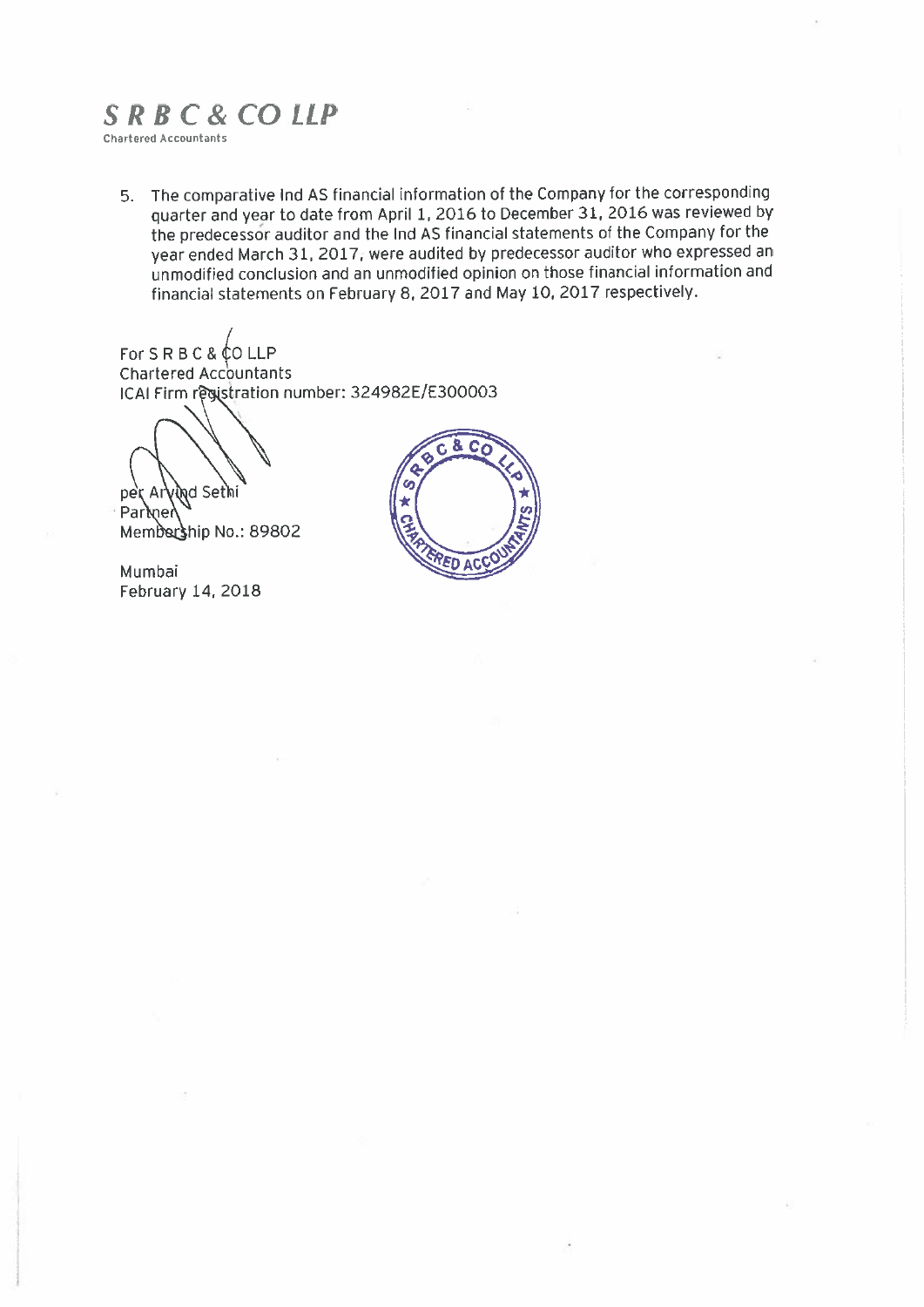***S R B C & CO LLP***
Chartered Accountants

5. The comparative Ind AS financial information of the Company for the corresponding quarter and year to date from April 1, 2016 to December 31, 2016 was reviewed by the predecessor auditor and the Ind AS financial statements of the Company for the year ended March 31, 2017, were audited by predecessor auditor who expressed an unmodified conclusion and an unmodified opinion on those financial information and financial statements on February 8, 2017 and May 10, 2017 respectively.

For S R B C & CO LLP
Chartered Accountants
ICAI Firm registration number: 324982E/E300003

per Arvind Sethi
Partner
Membership No.: 89802

Mumbai
February 14, 2018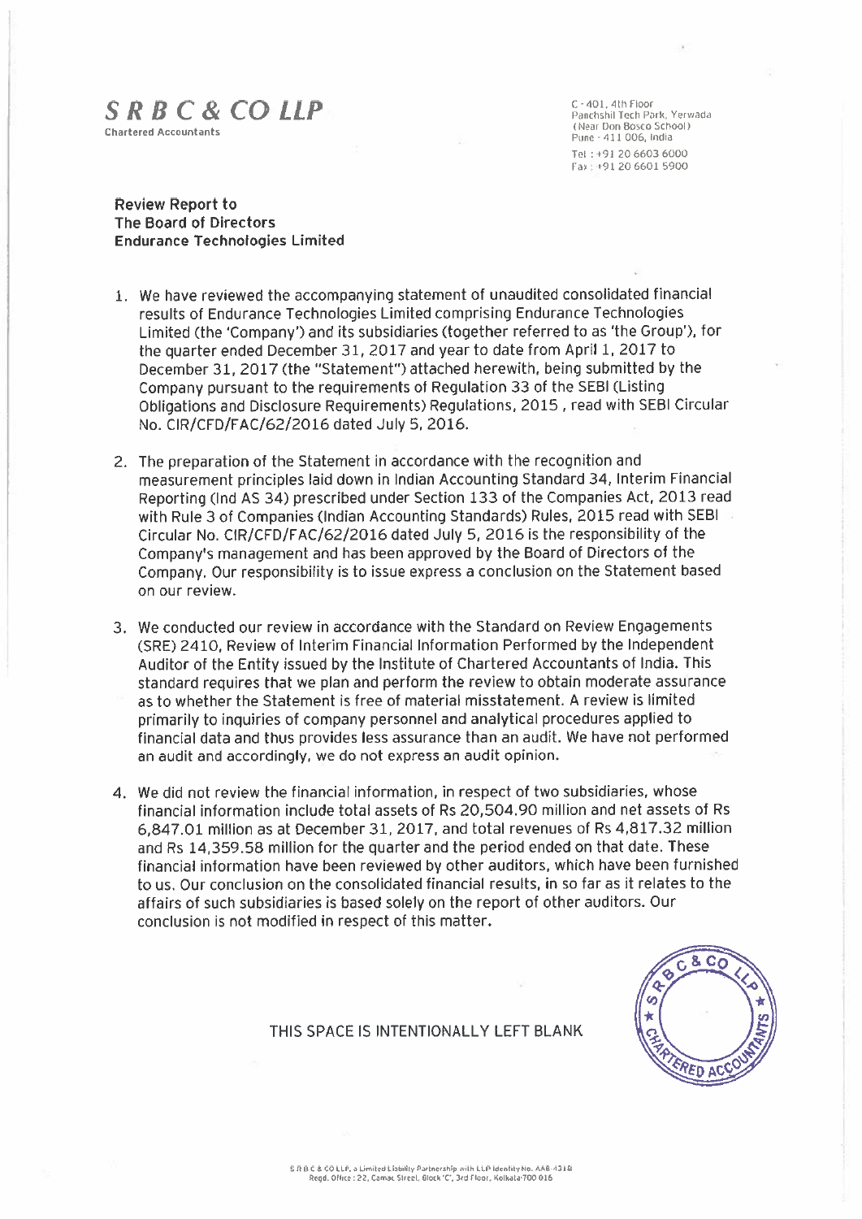# S R B C & CO LLP

Chartered Accountants

C - 401, 4th Floor
Panchshil Tech Park, Yerwada
(Near Don Bosco School)
Pune - 411 006, India
Tel : +91 20 6603 6000
Fax : +91 20 6601 5900

**Review Report to**
**The Board of Directors**
**Endurance Technologies Limited**

1. We have reviewed the accompanying statement of unaudited consolidated financial results of Endurance Technologies Limited comprising Endurance Technologies Limited (the 'Company') and its subsidiaries (together referred to as 'the Group'), for the quarter ended December 31, 2017 and year to date from April 1, 2017 to December 31, 2017 (the "Statement") attached herewith, being submitted by the Company pursuant to the requirements of Regulation 33 of the SEBI (Listing Obligations and Disclosure Requirements) Regulations, 2015 , read with SEBI Circular No. CIR/CFD/FAC/62/2016 dated July 5, 2016.

2. The preparation of the Statement in accordance with the recognition and measurement principles laid down in Indian Accounting Standard 34, Interim Financial Reporting (Ind AS 34) prescribed under Section 133 of the Companies Act, 2013 read with Rule 3 of Companies (Indian Accounting Standards) Rules, 2015 read with SEBI Circular No. CIR/CFD/FAC/62/2016 dated July 5, 2016 is the responsibility of the Company's management and has been approved by the Board of Directors of the Company. Our responsibility is to issue express a conclusion on the Statement based on our review.

3. We conducted our review in accordance with the Standard on Review Engagements (SRE) 2410, Review of Interim Financial Information Performed by the Independent Auditor of the Entity issued by the Institute of Chartered Accountants of India. This standard requires that we plan and perform the review to obtain moderate assurance as to whether the Statement is free of material misstatement. A review is limited primarily to inquiries of company personnel and analytical procedures applied to financial data and thus provides less assurance than an audit. We have not performed an audit and accordingly, we do not express an audit opinion.

4. We did not review the financial information, in respect of two subsidiaries, whose financial information include total assets of Rs 20,504.90 million and net assets of Rs 6,847.01 million as at December 31, 2017, and total revenues of Rs 4,817.32 million and Rs 14,359.58 million for the quarter and the period ended on that date. These financial information have been reviewed by other auditors, which have been furnished to us. Our conclusion on the consolidated financial results, in so far as it relates to the affairs of such subsidiaries is based solely on the report of other auditors. Our conclusion is not modified in respect of this matter.

THIS SPACE IS INTENTIONALLY LEFT BLANK

S R B C & CO LLP, a Limited Liability Partnership with LLP Identity No. AAB-4318
Regd. Office : 22, Camac Street, Block 'C', 3rd Floor, Kolkata-700 016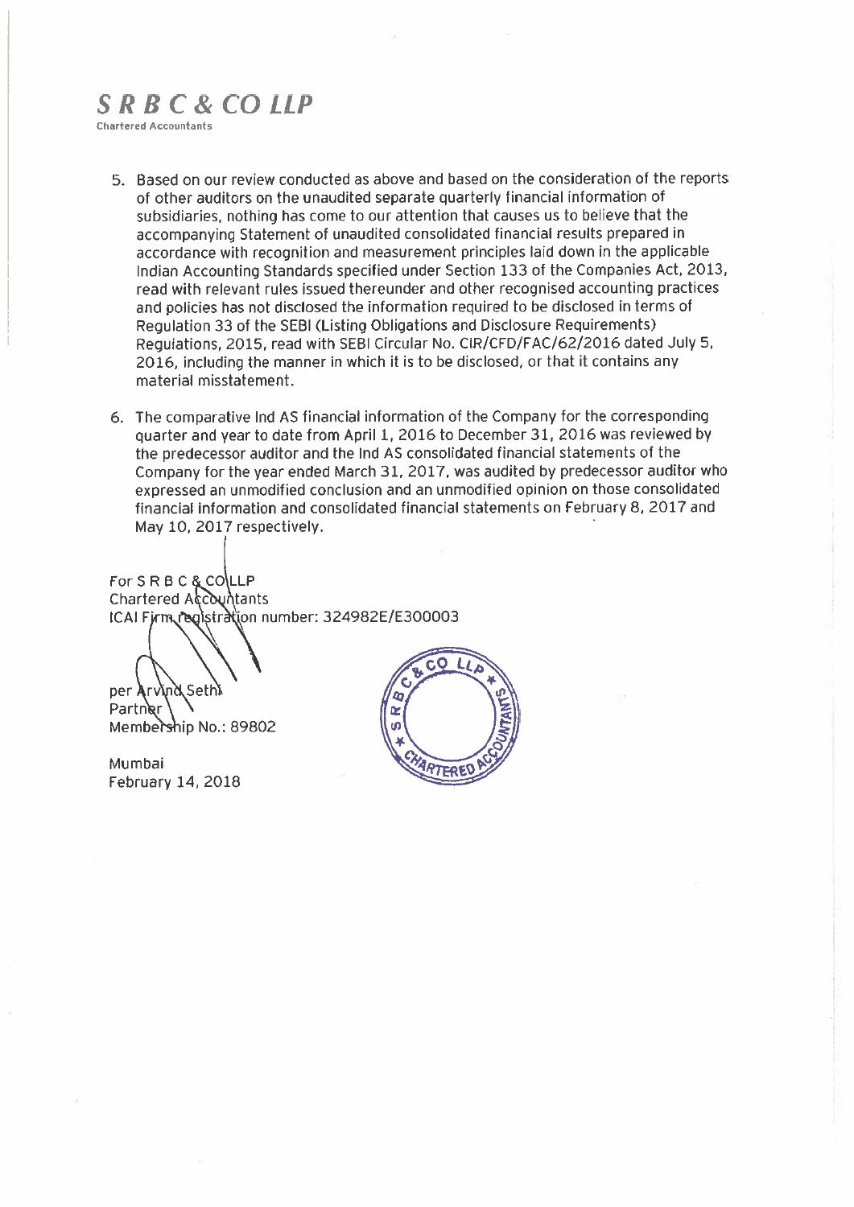**S R B C & CO LLP**
Chartered Accountants

5. Based on our review conducted as above and based on the consideration of the reports of other auditors on the unaudited separate quarterly financial information of subsidiaries, nothing has come to our attention that causes us to believe that the accompanying Statement of unaudited consolidated financial results prepared in accordance with recognition and measurement principles laid down in the applicable Indian Accounting Standards specified under Section 133 of the Companies Act, 2013, read with relevant rules issued thereunder and other recognised accounting practices and policies has not disclosed the information required to be disclosed in terms of Regulation 33 of the SEBI (Listing Obligations and Disclosure Requirements) Regulations, 2015, read with SEBI Circular No. CIR/CFD/FAC/62/2016 dated July 5, 2016, including the manner in which it is to be disclosed, or that it contains any material misstatement.

6. The comparative Ind AS financial information of the Company for the corresponding quarter and year to date from April 1, 2016 to December 31, 2016 was reviewed by the predecessor auditor and the Ind AS consolidated financial statements of the Company for the year ended March 31, 2017, was audited by predecessor auditor who expressed an unmodified conclusion and an unmodified opinion on those consolidated financial information and consolidated financial statements on February 8, 2017 and May 10, 2017 respectively.

For S R B C & CO LLP
Chartered Accountants
ICAI Firm registration number: 324982E/E300003

per Arvind Sethi
Partner
Membership No.: 89802

Mumbai
February 14, 2018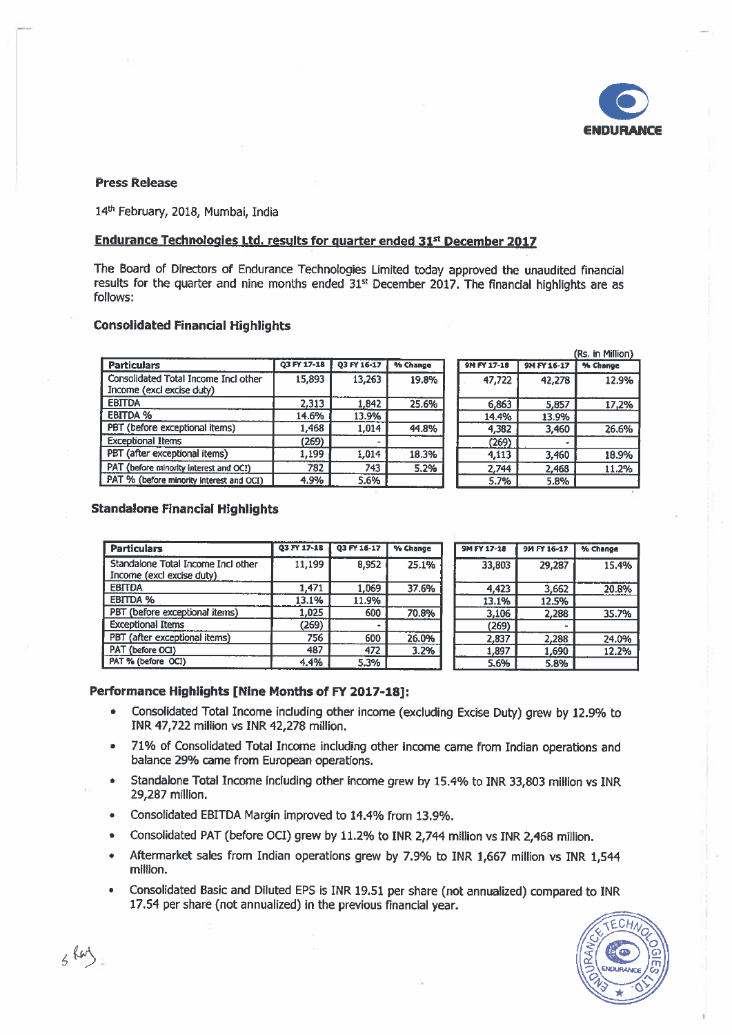**Press Release**

14th February, 2018, Mumbai, India

## Endurance Technologies Ltd. results for quarter ended 31st December 2017

The Board of Directors of Endurance Technologies Limited today approved the unaudited financial results for the quarter and nine months ended 31st December 2017. The financial highlights are as follows:

### Consolidated Financial Highlights

(Rs. in Million)

| Particulars | Q3 FY 17-18 | Q3 FY 16-17 | % Change | 9M FY 17-18 | 9M FY 16-17 | % Change |
|---|---|---|---|---|---|---|
| Consolidated Total Income Incl other Income (excl excise duty) | 15,893 | 13,263 | 19.8% | 47,722 | 42,278 | 12.9% |
| EBITDA | 2,313 | 1,842 | 25.6% | 6,863 | 5,857 | 17.2% |
| EBITDA % | 14.6% | 13.9% | | 14.4% | 13.9% | |
| PBT (before exceptional items) | 1,468 | 1,014 | 44.8% | 4,382 | 3,460 | 26.6% |
| Exceptional Items | (269) | - | | (269) | - | |
| PBT (after exceptional items) | 1,199 | 1,014 | 18.3% | 4,113 | 3,460 | 18.9% |
| PAT (before minority interest and OCI) | 782 | 743 | 5.2% | 2,744 | 2,468 | 11.2% |
| PAT % (before minority interest and OCI) | 4.9% | 5.6% | | 5.7% | 5.8% | |

### Standalone Financial Highlights

| Particulars | Q3 FY 17-18 | Q3 FY 16-17 | % Change | 9M FY 17-18 | 9M FY 16-17 | % Change |
|---|---|---|---|---|---|---|
| Standalone Total Income Incl other Income (excl excise duty) | 11,199 | 8,952 | 25.1% | 33,803 | 29,287 | 15.4% |
| EBITDA | 1,471 | 1,069 | 37.6% | 4,423 | 3,662 | 20.8% |
| EBITDA % | 13.1% | 11.9% | | 13.1% | 12.5% | |
| PBT (before exceptional items) | 1,025 | 600 | 70.8% | 3,106 | 2,288 | 35.7% |
| Exceptional Items | (269) | - | | (269) | - | |
| PBT (after exceptional items) | 756 | 600 | 26.0% | 2,837 | 2,288 | 24.0% |
| PAT (before OCI) | 487 | 472 | 3.2% | 1,897 | 1,690 | 12.2% |
| PAT % (before OCI) | 4.4% | 5.3% | | 5.6% | 5.8% | |

### Performance Highlights [Nine Months of FY 2017-18]:

- Consolidated Total Income including other income (excluding Excise Duty) grew by 12.9% to INR 47,722 million vs INR 42,278 million.
- 71% of Consolidated Total Income including other income came from Indian operations and balance 29% came from European operations.
- Standalone Total Income including other income grew by 15.4% to INR 33,803 million vs INR 29,287 million.
- Consolidated EBITDA Margin improved to 14.4% from 13.9%.
- Consolidated PAT (before OCI) grew by 11.2% to INR 2,744 million vs INR 2,468 million.
- Aftermarket sales from Indian operations grew by 7.9% to INR 1,667 million vs INR 1,544 million.
- Consolidated Basic and Diluted EPS is INR 19.51 per share (not annualized) compared to INR 17.54 per share (not annualized) in the previous financial year.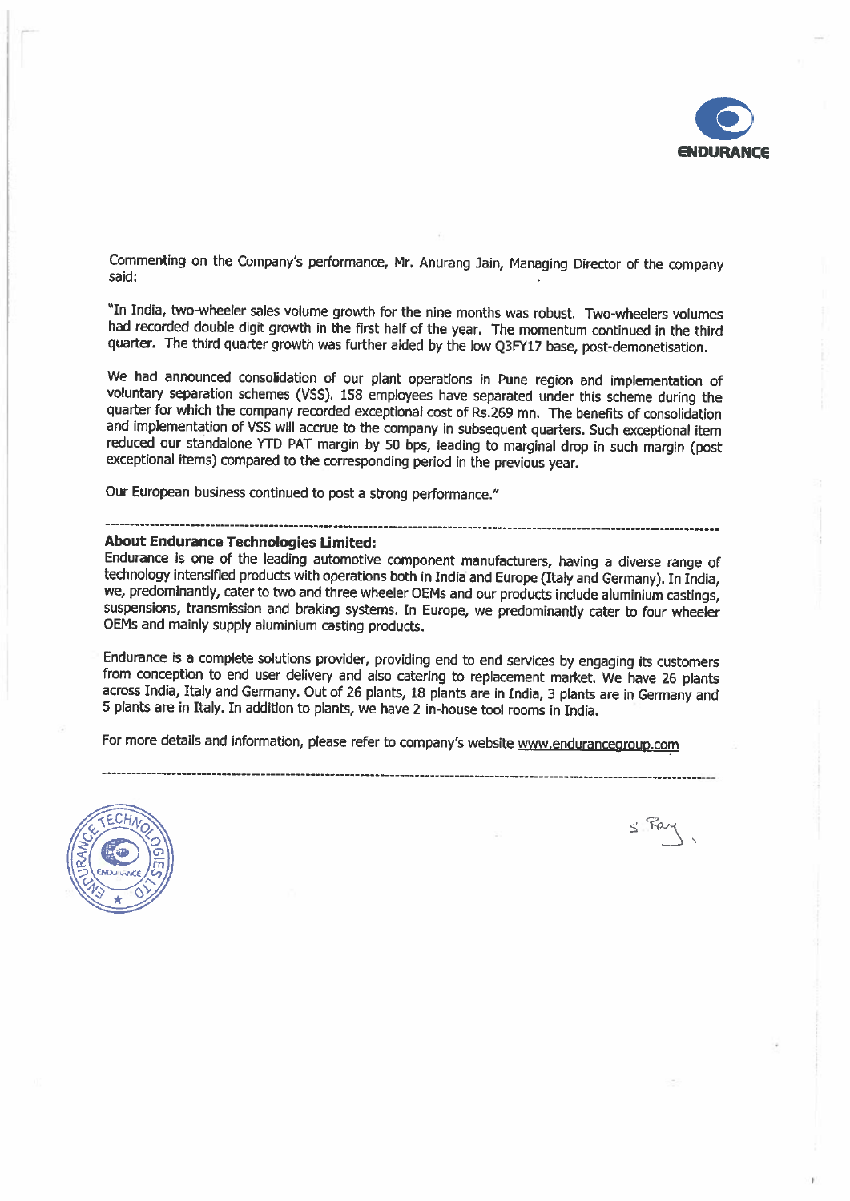Commenting on the Company's performance, Mr. Anurang Jain, Managing Director of the company said:

"In India, two-wheeler sales volume growth for the nine months was robust. Two-wheelers volumes had recorded double digit growth in the first half of the year. The momentum continued in the third quarter. The third quarter growth was further aided by the low Q3FY17 base, post-demonetisation.

We had announced consolidation of our plant operations in Pune region and implementation of voluntary separation schemes (VSS). 158 employees have separated under this scheme during the quarter for which the company recorded exceptional cost of Rs.269 mn. The benefits of consolidation and implementation of VSS will accrue to the company in subsequent quarters. Such exceptional item reduced our standalone YTD PAT margin by 50 bps, leading to marginal drop in such margin (post exceptional items) compared to the corresponding period in the previous year.

Our European business continued to post a strong performance."

---

**About Endurance Technologies Limited:**

Endurance is one of the leading automotive component manufacturers, having a diverse range of technology intensified products with operations both in India and Europe (Italy and Germany). In India, we, predominantly, cater to two and three wheeler OEMs and our products include aluminium castings, suspensions, transmission and braking systems. In Europe, we predominantly cater to four wheeler OEMs and mainly supply aluminium casting products.

Endurance is a complete solutions provider, providing end to end services by engaging its customers from conception to end user delivery and also catering to replacement market. We have 26 plants across India, Italy and Germany. Out of 26 plants, 18 plants are in India, 3 plants are in Germany and 5 plants are in Italy. In addition to plants, we have 2 in-house tool rooms in India.

For more details and information, please refer to company's website www.endurancegroup.com

---